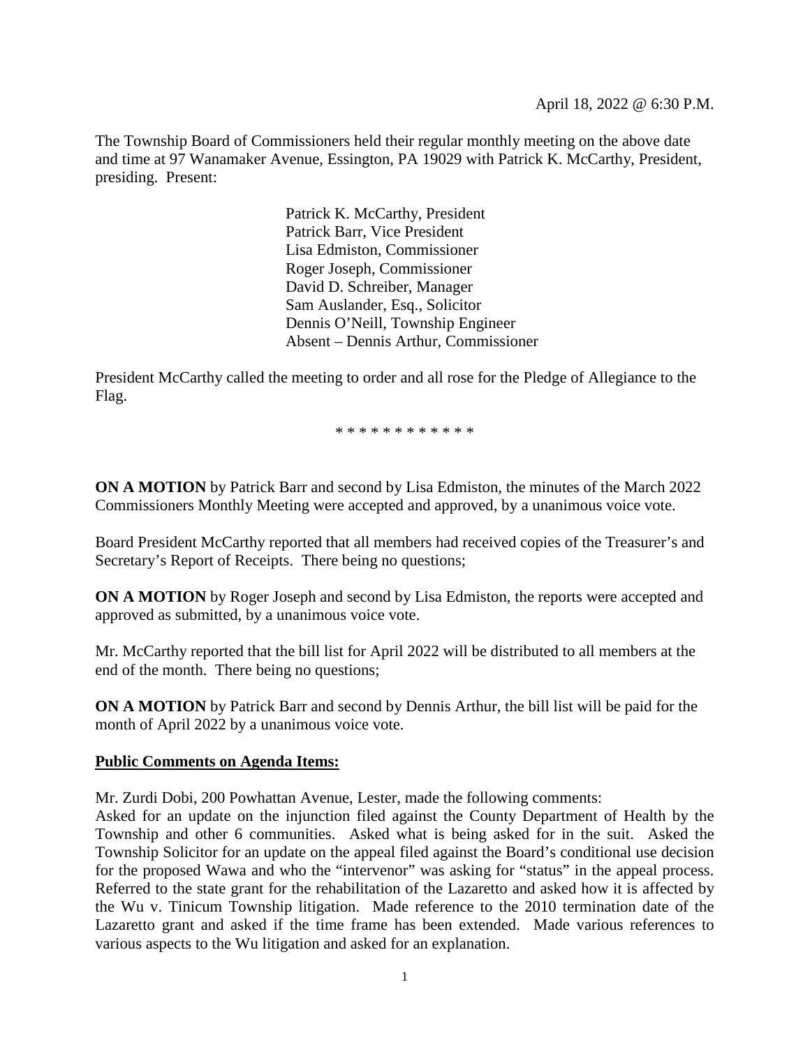April 18, 2022 @ 6:30 P.M.

The Township Board of Commissioners held their regular monthly meeting on the above date and time at 97 Wanamaker Avenue, Essington, PA 19029 with Patrick K. McCarthy, President, presiding. Present:

Patrick K. McCarthy, President
Patrick Barr, Vice President
Lisa Edmiston, Commissioner
Roger Joseph, Commissioner
David D. Schreiber, Manager
Sam Auslander, Esq., Solicitor
Dennis O'Neill, Township Engineer
Absent – Dennis Arthur, Commissioner

President McCarthy called the meeting to order and all rose for the Pledge of Allegiance to the Flag.

* * * * * * * * * * * *

**ON A MOTION** by Patrick Barr and second by Lisa Edmiston, the minutes of the March 2022 Commissioners Monthly Meeting were accepted and approved, by a unanimous voice vote.

Board President McCarthy reported that all members had received copies of the Treasurer's and Secretary's Report of Receipts. There being no questions;

**ON A MOTION** by Roger Joseph and second by Lisa Edmiston, the reports were accepted and approved as submitted, by a unanimous voice vote.

Mr. McCarthy reported that the bill list for April 2022 will be distributed to all members at the end of the month. There being no questions;

**ON A MOTION** by Patrick Barr and second by Dennis Arthur, the bill list will be paid for the month of April 2022 by a unanimous voice vote.

**Public Comments on Agenda Items:**

Mr. Zurdi Dobi, 200 Powhattan Avenue, Lester, made the following comments:
Asked for an update on the injunction filed against the County Department of Health by the Township and other 6 communities. Asked what is being asked for in the suit. Asked the Township Solicitor for an update on the appeal filed against the Board's conditional use decision for the proposed Wawa and who the "intervenor" was asking for "status" in the appeal process. Referred to the state grant for the rehabilitation of the Lazaretto and asked how it is affected by the Wu v. Tinicum Township litigation. Made reference to the 2010 termination date of the Lazaretto grant and asked if the time frame has been extended. Made various references to various aspects to the Wu litigation and asked for an explanation.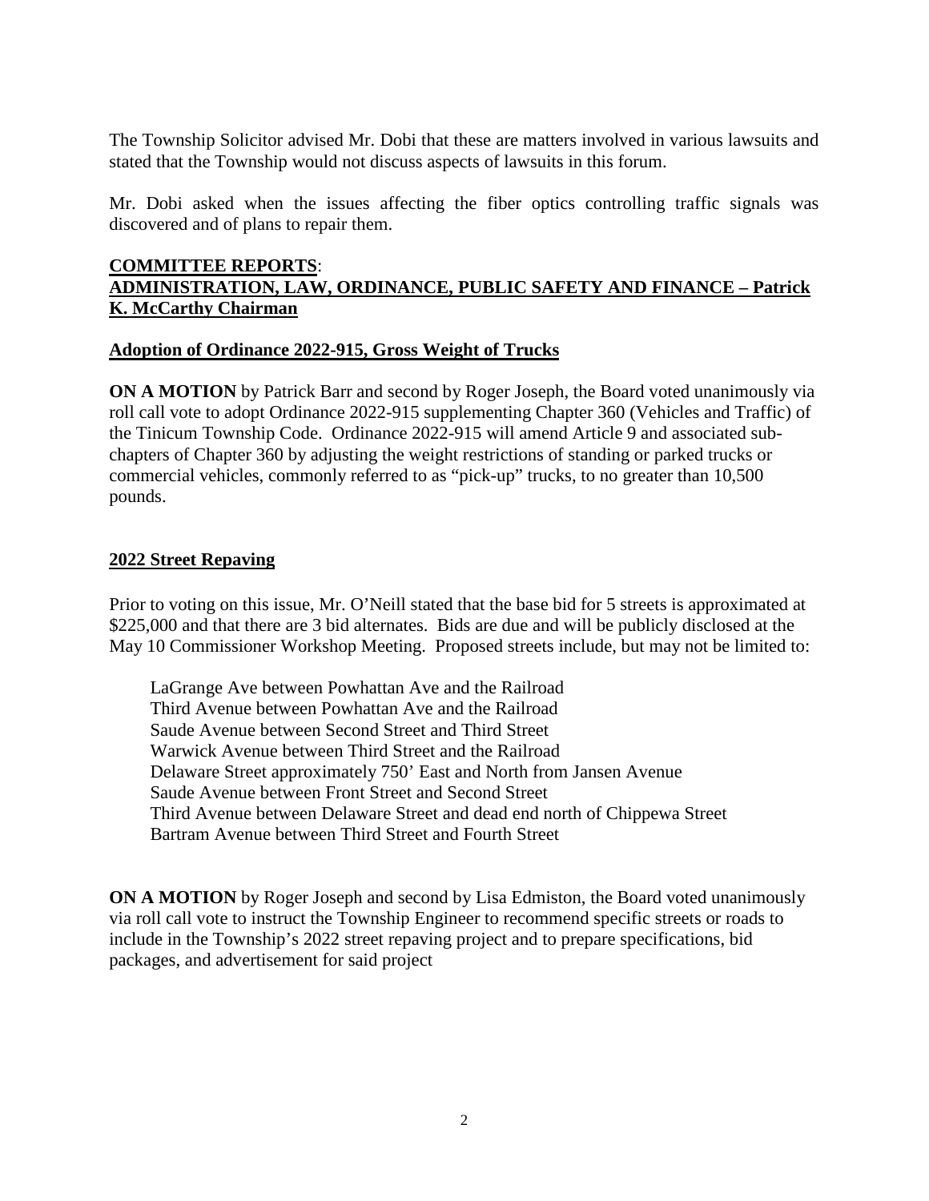The Township Solicitor advised Mr. Dobi that these are matters involved in various lawsuits and stated that the Township would not discuss aspects of lawsuits in this forum.

Mr. Dobi asked when the issues affecting the fiber optics controlling traffic signals was discovered and of plans to repair them.

**COMMITTEE REPORTS**:

**ADMINISTRATION, LAW, ORDINANCE, PUBLIC SAFETY AND FINANCE – Patrick K. McCarthy Chairman**

**Adoption of Ordinance 2022-915, Gross Weight of Trucks**

**ON A MOTION** by Patrick Barr and second by Roger Joseph, the Board voted unanimously via roll call vote to adopt Ordinance 2022-915 supplementing Chapter 360 (Vehicles and Traffic) of the Tinicum Township Code. Ordinance 2022-915 will amend Article 9 and associated sub-chapters of Chapter 360 by adjusting the weight restrictions of standing or parked trucks or commercial vehicles, commonly referred to as "pick-up" trucks, to no greater than 10,500 pounds.

**2022 Street Repaving**

Prior to voting on this issue, Mr. O'Neill stated that the base bid for 5 streets is approximated at \$225,000 and that there are 3 bid alternates. Bids are due and will be publicly disclosed at the May 10 Commissioner Workshop Meeting. Proposed streets include, but may not be limited to:

LaGrange Ave between Powhattan Ave and the Railroad
Third Avenue between Powhattan Ave and the Railroad
Saude Avenue between Second Street and Third Street
Warwick Avenue between Third Street and the Railroad
Delaware Street approximately 750' East and North from Jansen Avenue
Saude Avenue between Front Street and Second Street
Third Avenue between Delaware Street and dead end north of Chippewa Street
Bartram Avenue between Third Street and Fourth Street

**ON A MOTION** by Roger Joseph and second by Lisa Edmiston, the Board voted unanimously via roll call vote to instruct the Township Engineer to recommend specific streets or roads to include in the Township's 2022 street repaving project and to prepare specifications, bid packages, and advertisement for said project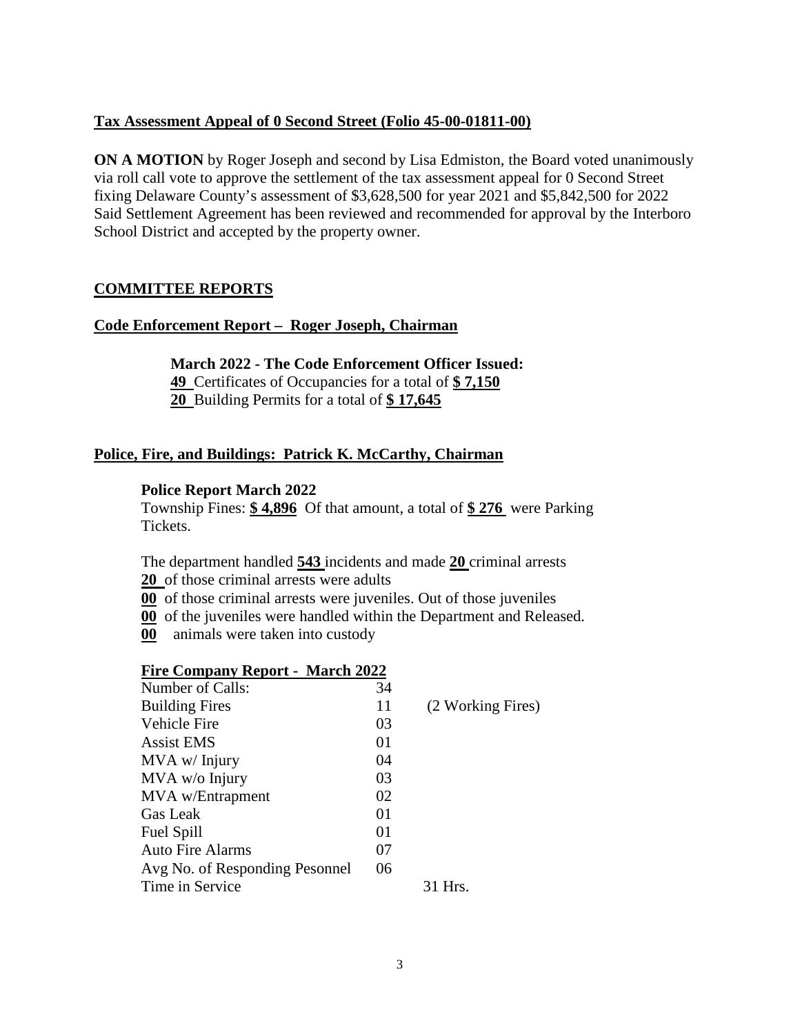**Tax Assessment Appeal of 0 Second Street (Folio 45-00-01811-00)**

**ON A MOTION** by Roger Joseph and second by Lisa Edmiston, the Board voted unanimously via roll call vote to approve the settlement of the tax assessment appeal for 0 Second Street fixing Delaware County's assessment of $3,628,500 for year 2021 and $5,842,500 for 2022 Said Settlement Agreement has been reviewed and recommended for approval by the Interboro School District and accepted by the property owner.

## COMMITTEE REPORTS

### Code Enforcement Report – Roger Joseph, Chairman

**March 2022 - The Code Enforcement Officer Issued:**
**49** Certificates of Occupancies for a total of **$ 7,150**
**20** Building Permits for a total of **$ 17,645**

### Police, Fire, and Buildings: Patrick K. McCarthy, Chairman

**Police Report March 2022**
Township Fines: **$ 4,896** Of that amount, a total of **$ 276** were Parking Tickets.

The department handled **543** incidents and made **20** criminal arrests
**20** of those criminal arrests were adults
**00** of those criminal arrests were juveniles. Out of those juveniles
**00** of the juveniles were handled within the Department and Released.
**00** animals were taken into custody

**Fire Company Report - March 2022**

| | | |
|---|---|---|
| Number of Calls: | 34 | |
| Building Fires | 11 | (2 Working Fires) |
| Vehicle Fire | 03 | |
| Assist EMS | 01 | |
| MVA w/ Injury | 04 | |
| MVA w/o Injury | 03 | |
| MVA w/Entrapment | 02 | |
| Gas Leak | 01 | |
| Fuel Spill | 01 | |
| Auto Fire Alarms | 07 | |
| Avg No. of Responding Pesonnel | 06 | |
| Time in Service | | 31 Hrs. |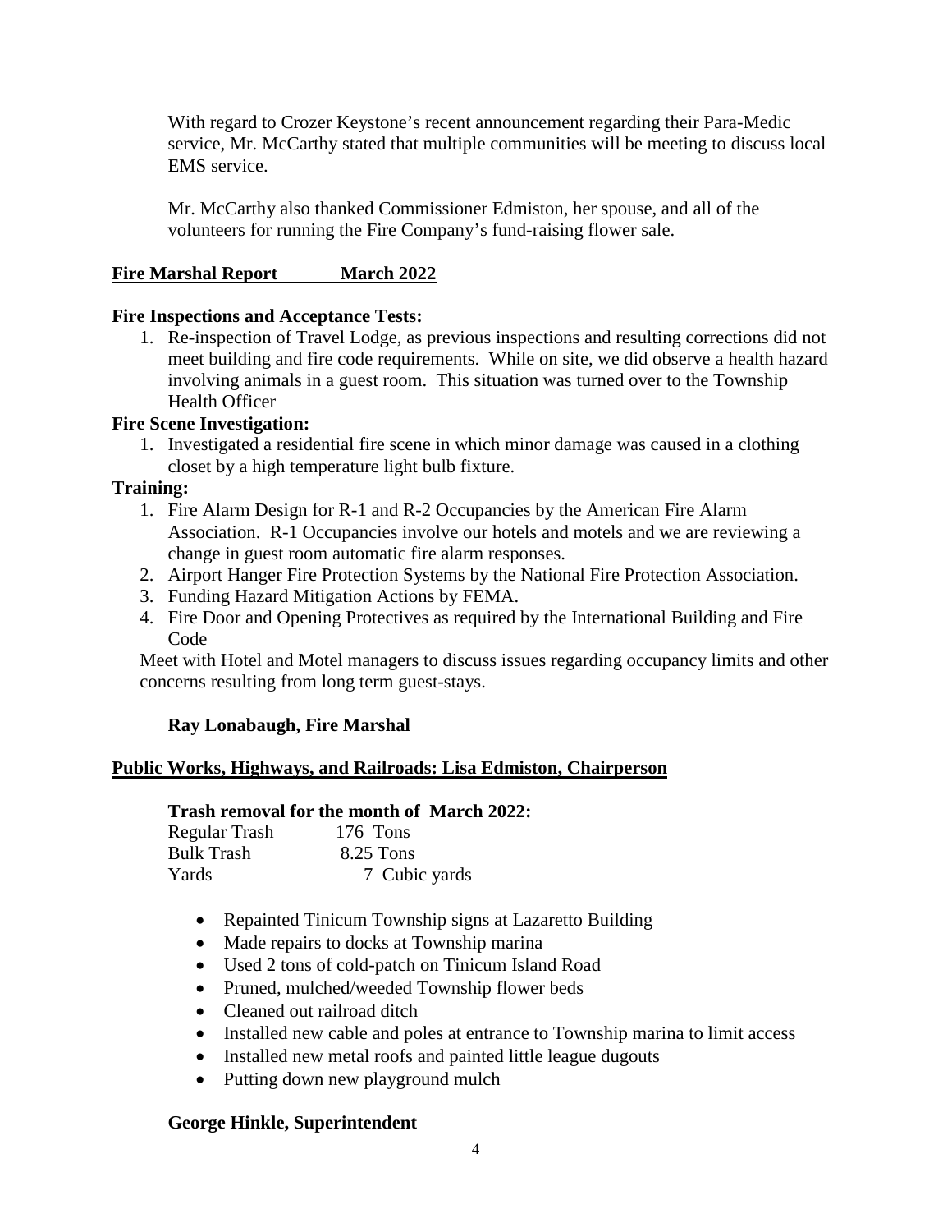With regard to Crozer Keystone's recent announcement regarding their Para-Medic service, Mr. McCarthy stated that multiple communities will be meeting to discuss local EMS service.

Mr. McCarthy also thanked Commissioner Edmiston, her spouse, and all of the volunteers for running the Fire Company's fund-raising flower sale.

**Fire Marshal Report March 2022**

**Fire Inspections and Acceptance Tests:**

1. Re-inspection of Travel Lodge, as previous inspections and resulting corrections did not meet building and fire code requirements. While on site, we did observe a health hazard involving animals in a guest room. This situation was turned over to the Township Health Officer

**Fire Scene Investigation:**

1. Investigated a residential fire scene in which minor damage was caused in a clothing closet by a high temperature light bulb fixture.

**Training:**

1. Fire Alarm Design for R-1 and R-2 Occupancies by the American Fire Alarm Association. R-1 Occupancies involve our hotels and motels and we are reviewing a change in guest room automatic fire alarm responses.
2. Airport Hanger Fire Protection Systems by the National Fire Protection Association.
3. Funding Hazard Mitigation Actions by FEMA.
4. Fire Door and Opening Protectives as required by the International Building and Fire Code

Meet with Hotel and Motel managers to discuss issues regarding occupancy limits and other concerns resulting from long term guest-stays.

**Ray Lonabaugh, Fire Marshal**

**Public Works, Highways, and Railroads: Lisa Edmiston, Chairperson**

**Trash removal for the month of March 2022:**

| | |
|---|---|
| Regular Trash | 176 Tons |
| Bulk Trash | 8.25 Tons |
| Yards | 7 Cubic yards |

- Repainted Tinicum Township signs at Lazaretto Building
- Made repairs to docks at Township marina
- Used 2 tons of cold-patch on Tinicum Island Road
- Pruned, mulched/weeded Township flower beds
- Cleaned out railroad ditch
- Installed new cable and poles at entrance to Township marina to limit access
- Installed new metal roofs and painted little league dugouts
- Putting down new playground mulch

**George Hinkle, Superintendent**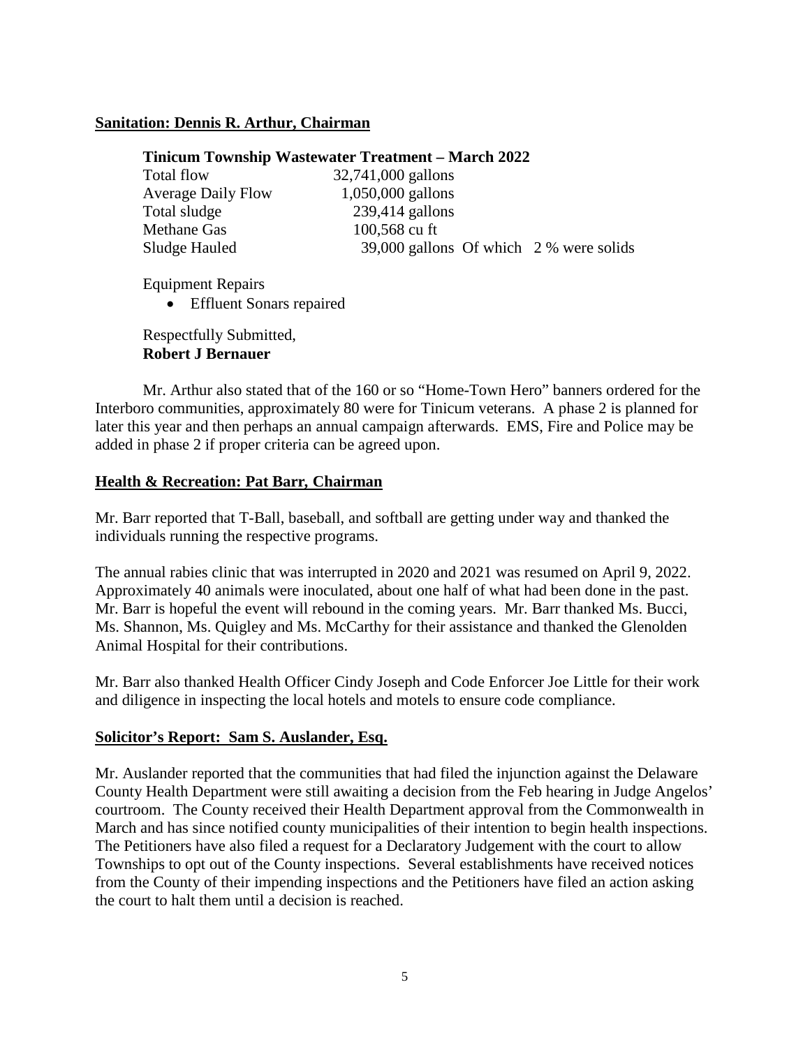**Sanitation: Dennis R. Arthur, Chairman**

**Tinicum Township Wastewater Treatment – March 2022**

| | |
|---|---|
| Total flow | 32,741,000 gallons |
| Average Daily Flow | 1,050,000 gallons |
| Total sludge | 239,414 gallons |
| Methane Gas | 100,568 cu ft |
| Sludge Hauled | 39,000 gallons Of which 2 % were solids |

Equipment Repairs

- Effluent Sonars repaired

Respectfully Submitted,
**Robert J Bernauer**

Mr. Arthur also stated that of the 160 or so "Home-Town Hero" banners ordered for the Interboro communities, approximately 80 were for Tinicum veterans. A phase 2 is planned for later this year and then perhaps an annual campaign afterwards. EMS, Fire and Police may be added in phase 2 if proper criteria can be agreed upon.

**Health & Recreation: Pat Barr, Chairman**

Mr. Barr reported that T-Ball, baseball, and softball are getting under way and thanked the individuals running the respective programs.

The annual rabies clinic that was interrupted in 2020 and 2021 was resumed on April 9, 2022. Approximately 40 animals were inoculated, about one half of what had been done in the past. Mr. Barr is hopeful the event will rebound in the coming years. Mr. Barr thanked Ms. Bucci, Ms. Shannon, Ms. Quigley and Ms. McCarthy for their assistance and thanked the Glenolden Animal Hospital for their contributions.

Mr. Barr also thanked Health Officer Cindy Joseph and Code Enforcer Joe Little for their work and diligence in inspecting the local hotels and motels to ensure code compliance.

**Solicitor's Report: Sam S. Auslander, Esq.**

Mr. Auslander reported that the communities that had filed the injunction against the Delaware County Health Department were still awaiting a decision from the Feb hearing in Judge Angelos' courtroom. The County received their Health Department approval from the Commonwealth in March and has since notified county municipalities of their intention to begin health inspections. The Petitioners have also filed a request for a Declaratory Judgement with the court to allow Townships to opt out of the County inspections. Several establishments have received notices from the County of their impending inspections and the Petitioners have filed an action asking the court to halt them until a decision is reached.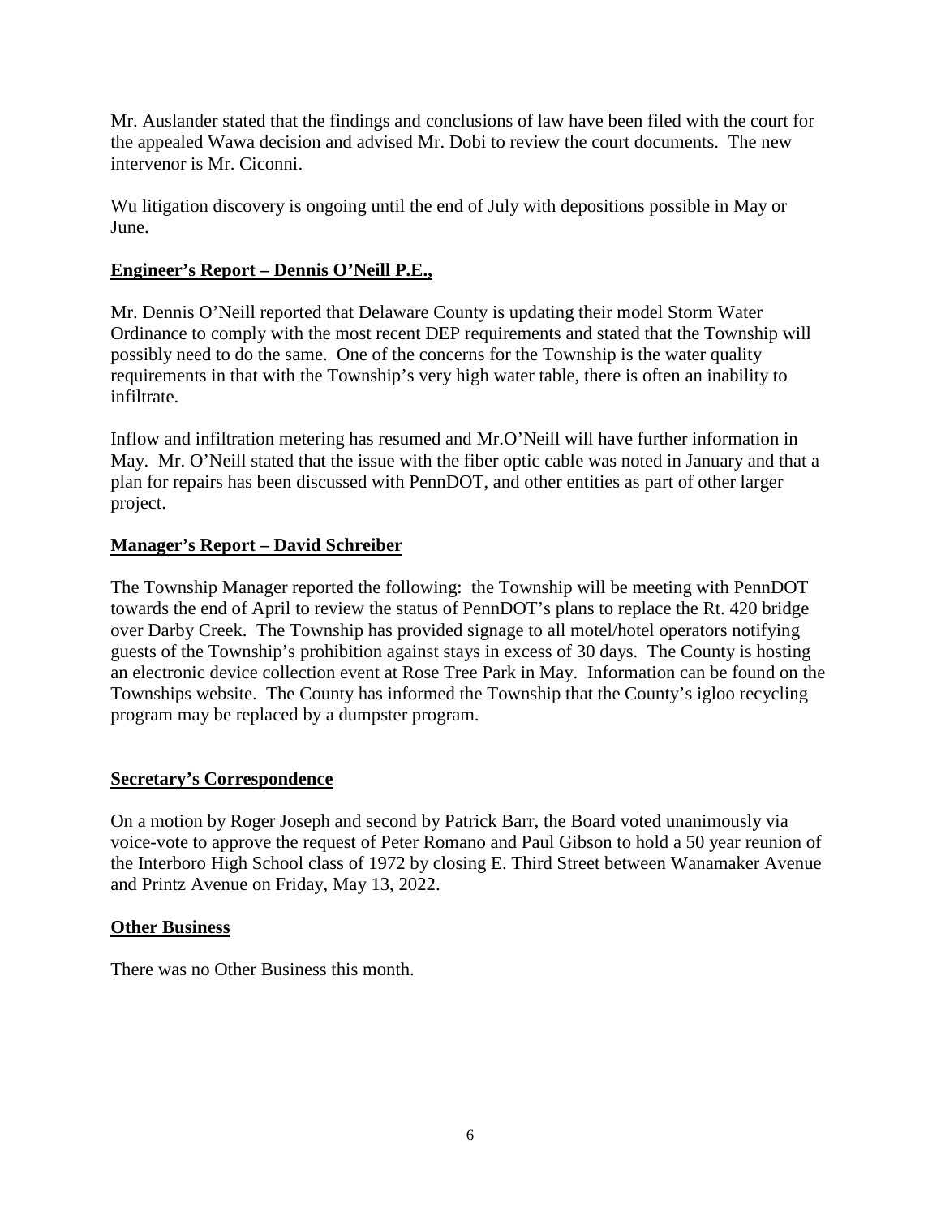Mr. Auslander stated that the findings and conclusions of law have been filed with the court for the appealed Wawa decision and advised Mr. Dobi to review the court documents. The new intervenor is Mr. Ciconni.

Wu litigation discovery is ongoing until the end of July with depositions possible in May or June.

## **Engineer's Report – Dennis O'Neill P.E.,**

Mr. Dennis O'Neill reported that Delaware County is updating their model Storm Water Ordinance to comply with the most recent DEP requirements and stated that the Township will possibly need to do the same. One of the concerns for the Township is the water quality requirements in that with the Township's very high water table, there is often an inability to infiltrate.

Inflow and infiltration metering has resumed and Mr.O'Neill will have further information in May. Mr. O'Neill stated that the issue with the fiber optic cable was noted in January and that a plan for repairs has been discussed with PennDOT, and other entities as part of other larger project.

## **Manager's Report – David Schreiber**

The Township Manager reported the following: the Township will be meeting with PennDOT towards the end of April to review the status of PennDOT's plans to replace the Rt. 420 bridge over Darby Creek. The Township has provided signage to all motel/hotel operators notifying guests of the Township's prohibition against stays in excess of 30 days. The County is hosting an electronic device collection event at Rose Tree Park in May. Information can be found on the Townships website. The County has informed the Township that the County's igloo recycling program may be replaced by a dumpster program.

## **Secretary's Correspondence**

On a motion by Roger Joseph and second by Patrick Barr, the Board voted unanimously via voice-vote to approve the request of Peter Romano and Paul Gibson to hold a 50 year reunion of the Interboro High School class of 1972 by closing E. Third Street between Wanamaker Avenue and Printz Avenue on Friday, May 13, 2022.

## **Other Business**

There was no Other Business this month.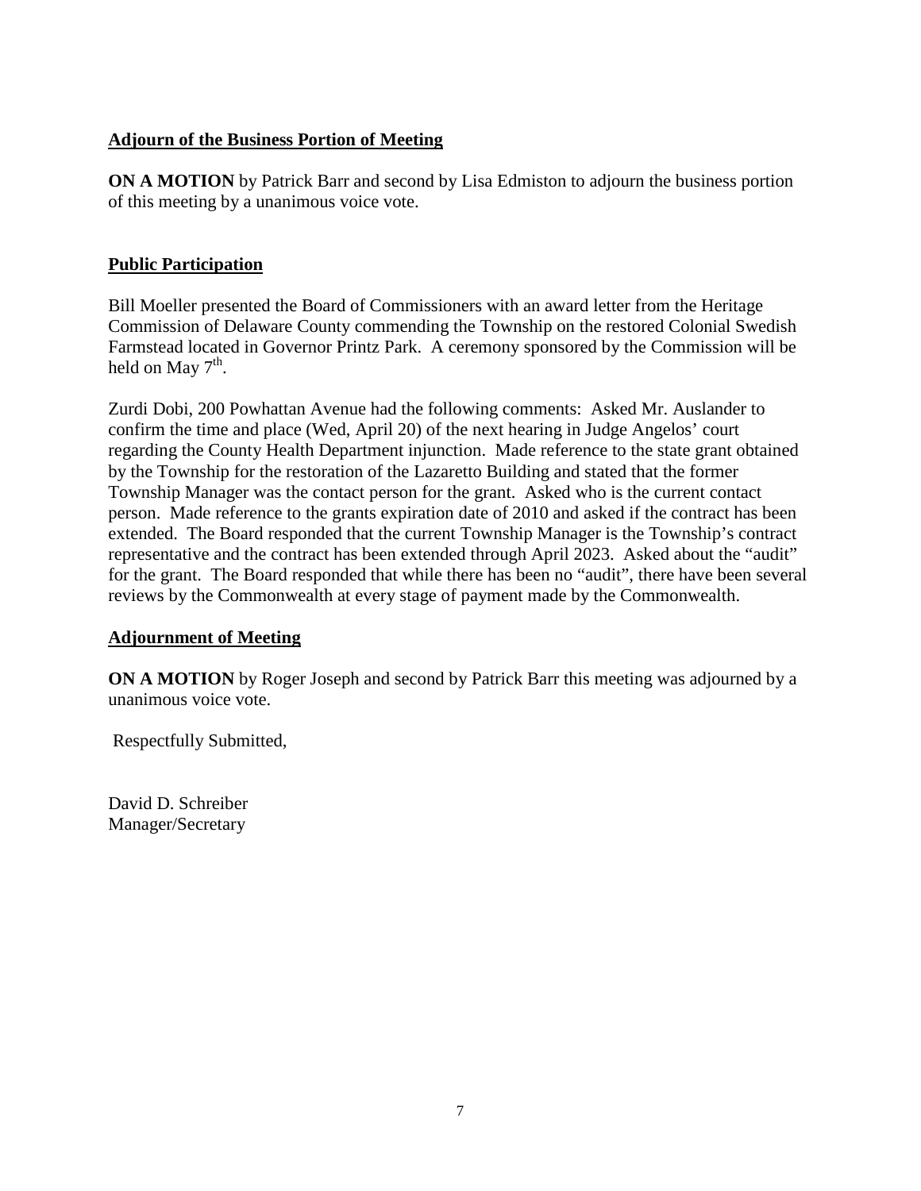**Adjourn of the Business Portion of Meeting**

**ON A MOTION** by Patrick Barr and second by Lisa Edmiston to adjourn the business portion of this meeting by a unanimous voice vote.

**Public Participation**

Bill Moeller presented the Board of Commissioners with an award letter from the Heritage Commission of Delaware County commending the Township on the restored Colonial Swedish Farmstead located in Governor Printz Park. A ceremony sponsored by the Commission will be held on May 7th.

Zurdi Dobi, 200 Powhattan Avenue had the following comments: Asked Mr. Auslander to confirm the time and place (Wed, April 20) of the next hearing in Judge Angelos' court regarding the County Health Department injunction. Made reference to the state grant obtained by the Township for the restoration of the Lazaretto Building and stated that the former Township Manager was the contact person for the grant. Asked who is the current contact person. Made reference to the grants expiration date of 2010 and asked if the contract has been extended. The Board responded that the current Township Manager is the Township's contract representative and the contract has been extended through April 2023. Asked about the "audit" for the grant. The Board responded that while there has been no "audit", there have been several reviews by the Commonwealth at every stage of payment made by the Commonwealth.

**Adjournment of Meeting**

**ON A MOTION** by Roger Joseph and second by Patrick Barr this meeting was adjourned by a unanimous voice vote.

Respectfully Submitted,

David D. Schreiber  
Manager/Secretary